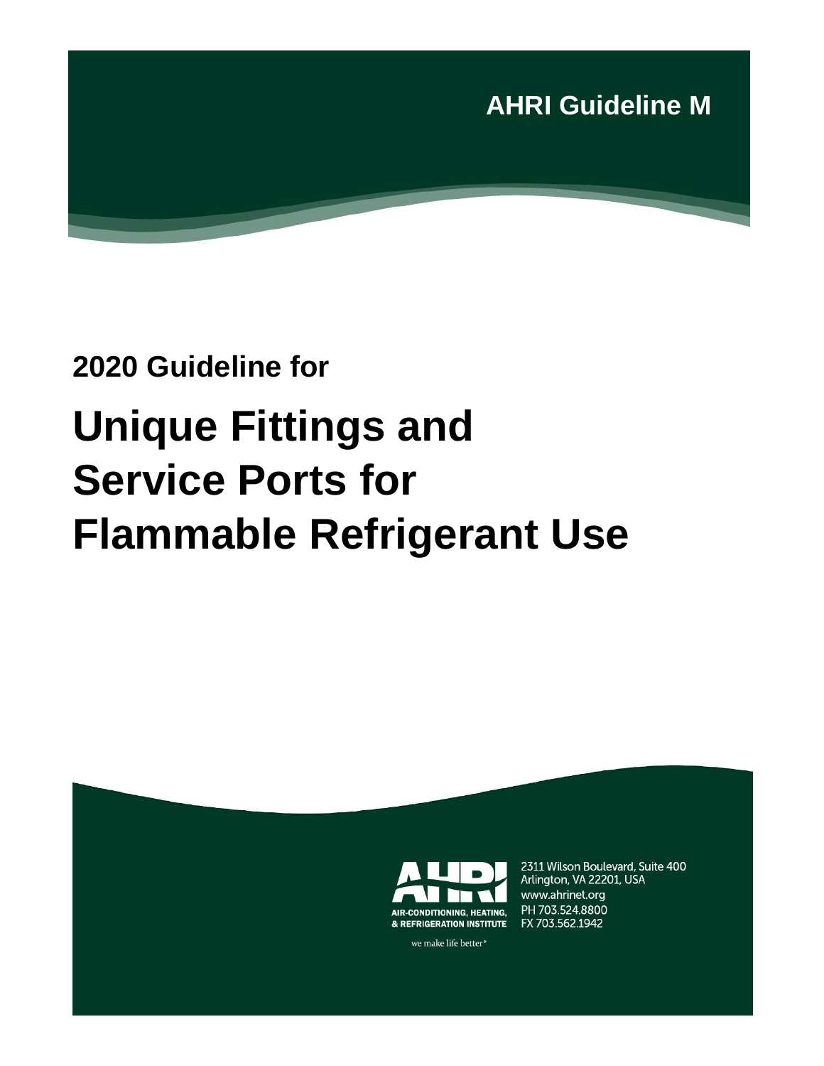**AHRI Guideline M**

## 2020 Guideline for

# Unique Fittings and Service Ports for Flammable Refrigerant Use

AIR-CONDITIONING, HEATING, & REFRIGERATION INSTITUTE

we make life better®

2311 Wilson Boulevard, Suite 400
Arlington, VA 22201, USA
www.ahrinet.org
PH 703.524.8800
FX 703.562.1942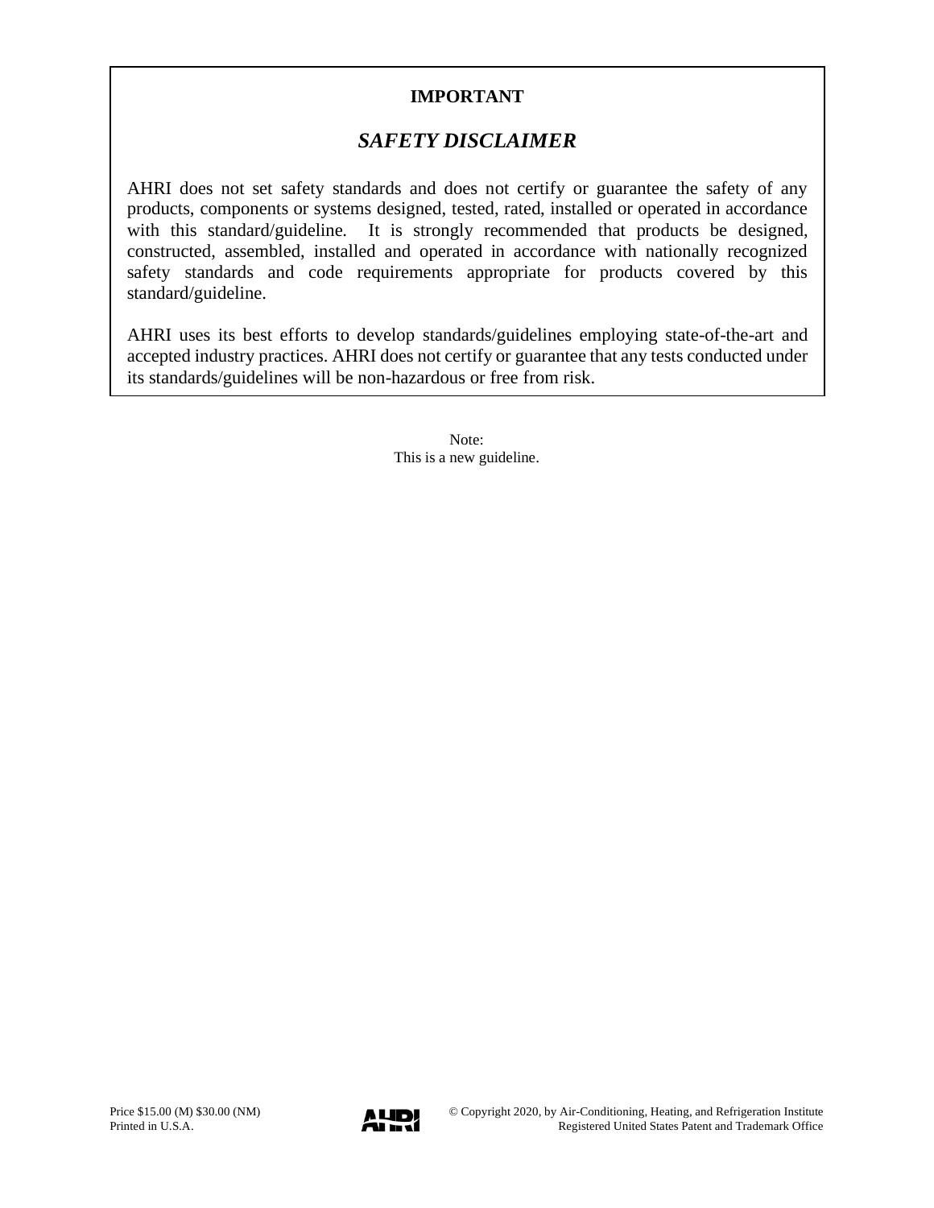**IMPORTANT**

## *SAFETY DISCLAIMER*

AHRI does not set safety standards and does not certify or guarantee the safety of any products, components or systems designed, tested, rated, installed or operated in accordance with this standard/guideline. It is strongly recommended that products be designed, constructed, assembled, installed and operated in accordance with nationally recognized safety standards and code requirements appropriate for products covered by this standard/guideline.

AHRI uses its best efforts to develop standards/guidelines employing state-of-the-art and accepted industry practices. AHRI does not certify or guarantee that any tests conducted under its standards/guidelines will be non-hazardous or free from risk.

Note:
This is a new guideline.

Price $15.00 (M) $30.00 (NM)
Printed in U.S.A.

© Copyright 2020, by Air-Conditioning, Heating, and Refrigeration Institute
Registered United States Patent and Trademark Office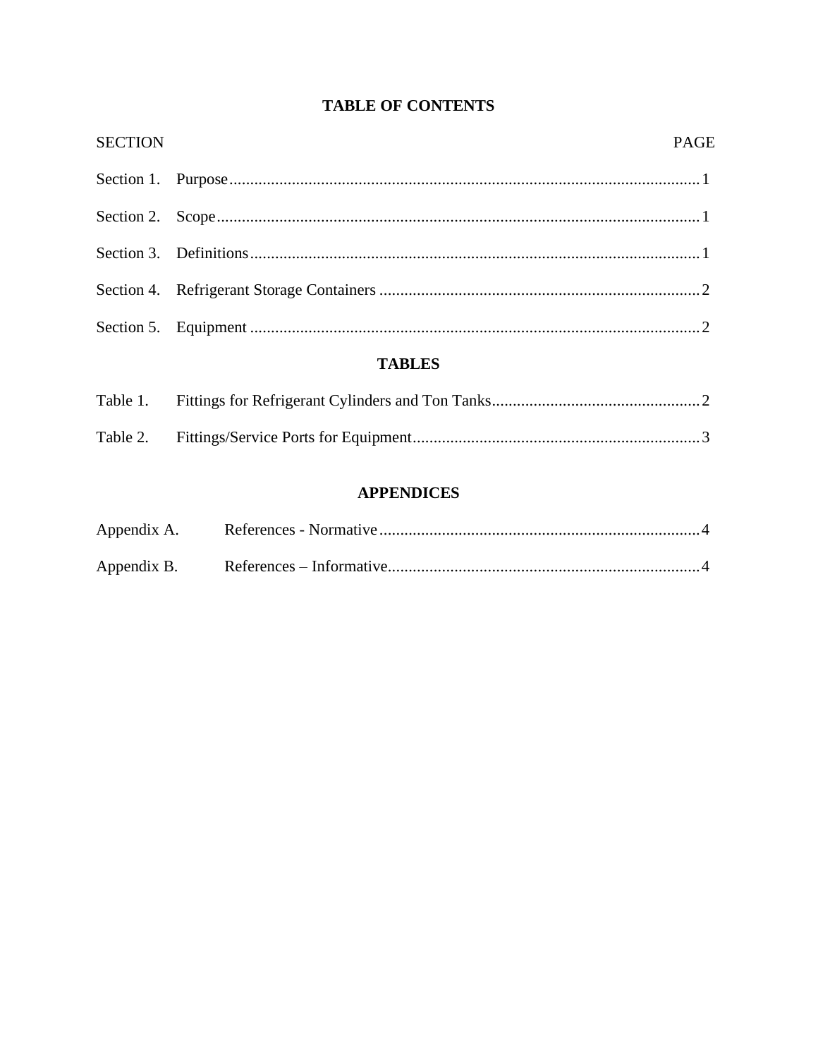# TABLE OF CONTENTS

| SECTION | | PAGE |
|---|---|---|
| Section 1. | Purpose | 1 |
| Section 2. | Scope | 1 |
| Section 3. | Definitions | 1 |
| Section 4. | Refrigerant Storage Containers | 2 |
| Section 5. | Equipment | 2 |

## TABLES

| | | |
|---|---|---|
| Table 1. | Fittings for Refrigerant Cylinders and Ton Tanks | 2 |
| Table 2. | Fittings/Service Ports for Equipment | 3 |

## APPENDICES

| | | |
|---|---|---|
| Appendix A. | References - Normative | 4 |
| Appendix B. | References – Informative | 4 |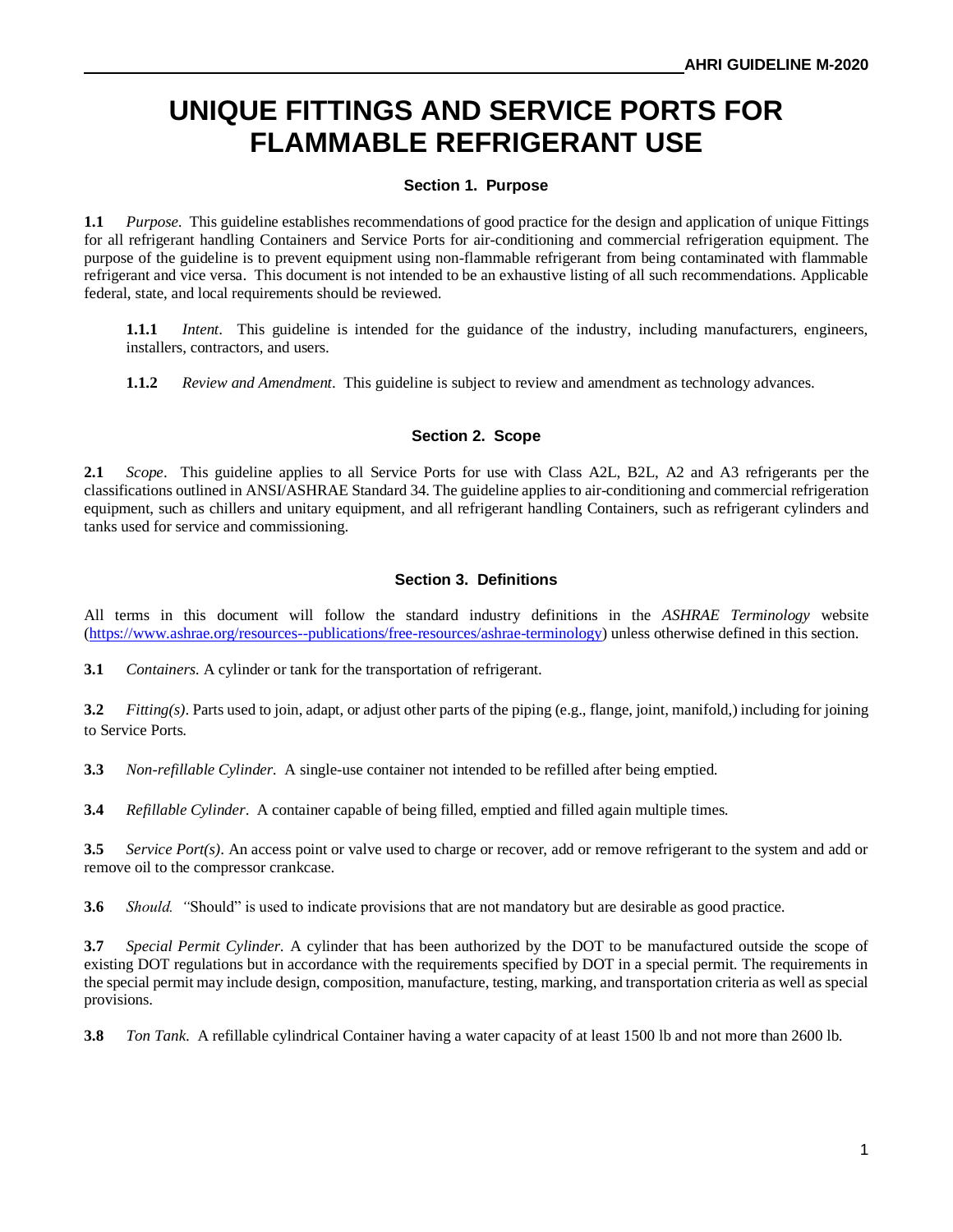# UNIQUE FITTINGS AND SERVICE PORTS FOR FLAMMABLE REFRIGERANT USE

## Section 1. Purpose

**1.1** *Purpose.* This guideline establishes recommendations of good practice for the design and application of unique Fittings for all refrigerant handling Containers and Service Ports for air-conditioning and commercial refrigeration equipment. The purpose of the guideline is to prevent equipment using non-flammable refrigerant from being contaminated with flammable refrigerant and vice versa. This document is not intended to be an exhaustive listing of all such recommendations. Applicable federal, state, and local requirements should be reviewed.

> **1.1.1** *Intent*. This guideline is intended for the guidance of the industry, including manufacturers, engineers, installers, contractors, and users.
>
> **1.1.2** *Review and Amendment*. This guideline is subject to review and amendment as technology advances.

## Section 2. Scope

**2.1** *Scope*. This guideline applies to all Service Ports for use with Class A2L, B2L, A2 and A3 refrigerants per the classifications outlined in ANSI/ASHRAE Standard 34. The guideline applies to air-conditioning and commercial refrigeration equipment, such as chillers and unitary equipment, and all refrigerant handling Containers, such as refrigerant cylinders and tanks used for service and commissioning.

## Section 3. Definitions

All terms in this document will follow the standard industry definitions in the *ASHRAE Terminology* website (https://www.ashrae.org/resources--publications/free-resources/ashrae-terminology) unless otherwise defined in this section.

**3.1** *Containers.* A cylinder or tank for the transportation of refrigerant.

**3.2** *Fitting(s)*. Parts used to join, adapt, or adjust other parts of the piping (e.g., flange, joint, manifold,) including for joining to Service Ports.

**3.3** *Non-refillable Cylinder.* A single-use container not intended to be refilled after being emptied.

**3.4** *Refillable Cylinder*. A container capable of being filled, emptied and filled again multiple times.

**3.5** *Service Port(s)*. An access point or valve used to charge or recover, add or remove refrigerant to the system and add or remove oil to the compressor crankcase.

**3.6** *Should. "*Should" is used to indicate provisions that are not mandatory but are desirable as good practice.

**3.7** *Special Permit Cylinder.* A cylinder that has been authorized by the DOT to be manufactured outside the scope of existing DOT regulations but in accordance with the requirements specified by DOT in a special permit. The requirements in the special permit may include design, composition, manufacture, testing, marking, and transportation criteria as well as special provisions.

**3.8** *Ton Tank.* A refillable cylindrical Container having a water capacity of at least 1500 lb and not more than 2600 lb.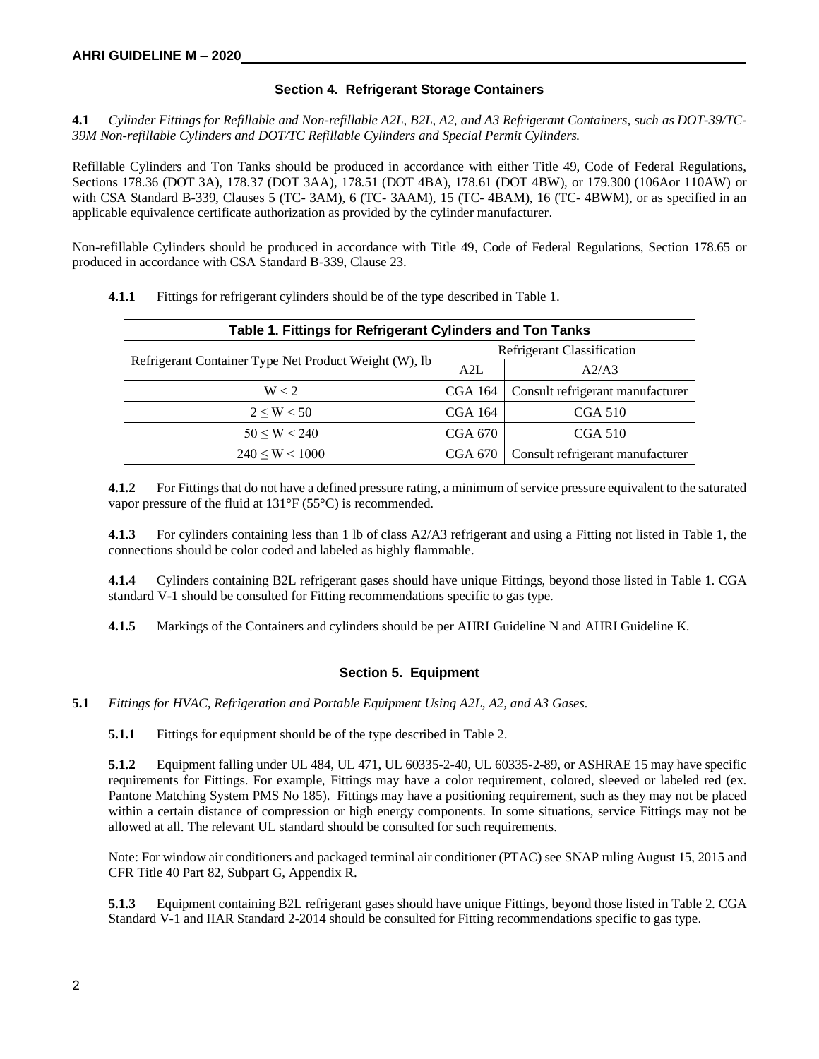## Section 4. Refrigerant Storage Containers

**4.1** *Cylinder Fittings for Refillable and Non-refillable A2L, B2L, A2, and A3 Refrigerant Containers, such as DOT-39/TC-39M Non-refillable Cylinders and DOT/TC Refillable Cylinders and Special Permit Cylinders.*

Refillable Cylinders and Ton Tanks should be produced in accordance with either Title 49, Code of Federal Regulations, Sections 178.36 (DOT 3A), 178.37 (DOT 3AA), 178.51 (DOT 4BA), 178.61 (DOT 4BW), or 179.300 (106Aor 110AW) or with CSA Standard B-339, Clauses 5 (TC- 3AM), 6 (TC- 3AAM), 15 (TC- 4BAM), 16 (TC- 4BWM), or as specified in an applicable equivalence certificate authorization as provided by the cylinder manufacturer.

Non-refillable Cylinders should be produced in accordance with Title 49, Code of Federal Regulations, Section 178.65 or produced in accordance with CSA Standard B-339, Clause 23.

**4.1.1** Fittings for refrigerant cylinders should be of the type described in Table 1.

**Table 1. Fittings for Refrigerant Cylinders and Ton Tanks**

| Refrigerant Container Type Net Product Weight (W), lb | Refrigerant Classification | |
|---|---|---|
| | A2L | A2/A3 |
| $W < 2$ | CGA 164 | Consult refrigerant manufacturer |
| $2 \leq W < 50$ | CGA 164 | CGA 510 |
| $50 \leq W < 240$ | CGA 670 | CGA 510 |
| $240 \leq W < 1000$ | CGA 670 | Consult refrigerant manufacturer |

**4.1.2** For Fittings that do not have a defined pressure rating, a minimum of service pressure equivalent to the saturated vapor pressure of the fluid at 131°F (55°C) is recommended.

**4.1.3** For cylinders containing less than 1 lb of class A2/A3 refrigerant and using a Fitting not listed in Table 1, the connections should be color coded and labeled as highly flammable.

**4.1.4** Cylinders containing B2L refrigerant gases should have unique Fittings, beyond those listed in Table 1. CGA standard V-1 should be consulted for Fitting recommendations specific to gas type.

**4.1.5** Markings of the Containers and cylinders should be per AHRI Guideline N and AHRI Guideline K.

## Section 5. Equipment

**5.1** *Fittings for HVAC, Refrigeration and Portable Equipment Using A2L, A2, and A3 Gases.*

**5.1.1** Fittings for equipment should be of the type described in Table 2.

**5.1.2** Equipment falling under UL 484, UL 471, UL 60335-2-40, UL 60335-2-89, or ASHRAE 15 may have specific requirements for Fittings. For example, Fittings may have a color requirement, colored, sleeved or labeled red (ex. Pantone Matching System PMS No 185). Fittings may have a positioning requirement, such as they may not be placed within a certain distance of compression or high energy components. In some situations, service Fittings may not be allowed at all. The relevant UL standard should be consulted for such requirements.

Note: For window air conditioners and packaged terminal air conditioner (PTAC) see SNAP ruling August 15, 2015 and CFR Title 40 Part 82, Subpart G, Appendix R.

**5.1.3** Equipment containing B2L refrigerant gases should have unique Fittings, beyond those listed in Table 2. CGA Standard V-1 and IIAR Standard 2-2014 should be consulted for Fitting recommendations specific to gas type.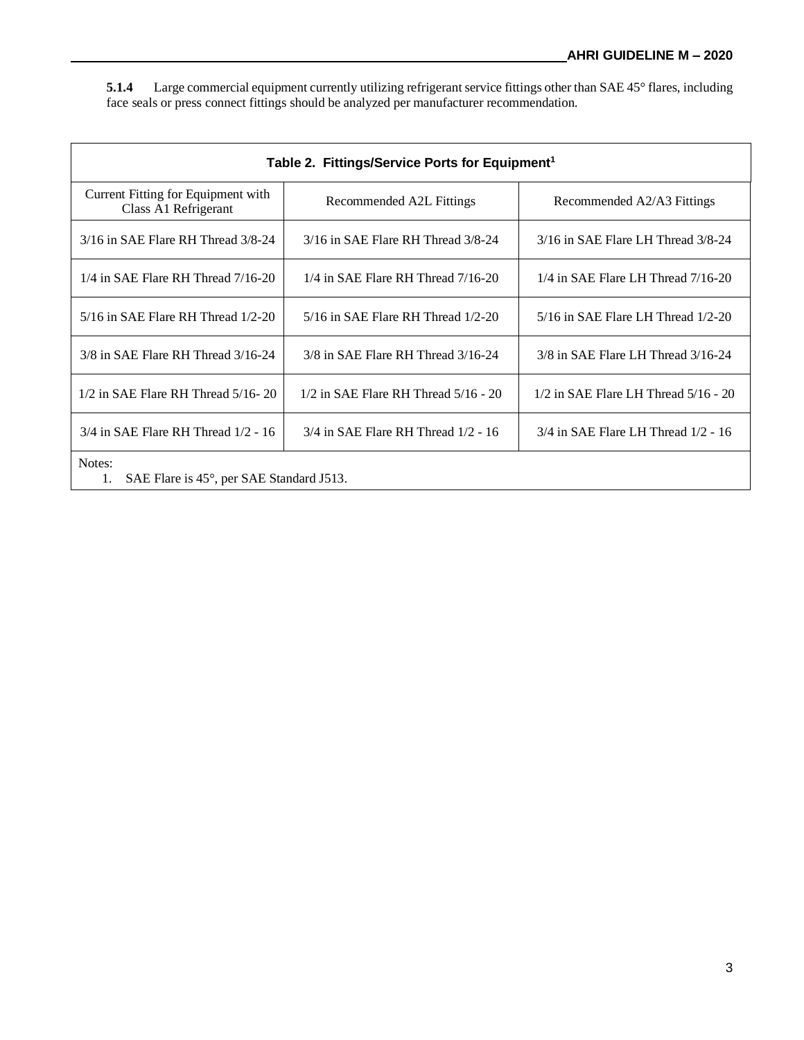**5.1.4** Large commercial equipment currently utilizing refrigerant service fittings other than SAE 45° flares, including face seals or press connect fittings should be analyzed per manufacturer recommendation.

**Table 2. Fittings/Service Ports for Equipment[1]**

| Current Fitting for Equipment with Class A1 Refrigerant | Recommended A2L Fittings | Recommended A2/A3 Fittings |
|---|---|---|
| 3/16 in SAE Flare RH Thread 3/8-24 | 3/16 in SAE Flare RH Thread 3/8-24 | 3/16 in SAE Flare LH Thread 3/8-24 |
| 1/4 in SAE Flare RH Thread 7/16-20 | 1/4 in SAE Flare RH Thread 7/16-20 | 1/4 in SAE Flare LH Thread 7/16-20 |
| 5/16 in SAE Flare RH Thread 1/2-20 | 5/16 in SAE Flare RH Thread 1/2-20 | 5/16 in SAE Flare LH Thread 1/2-20 |
| 3/8 in SAE Flare RH Thread 3/16-24 | 3/8 in SAE Flare RH Thread 3/16-24 | 3/8 in SAE Flare LH Thread 3/16-24 |
| 1/2 in SAE Flare RH Thread 5/16- 20 | 1/2 in SAE Flare RH Thread 5/16 - 20 | 1/2 in SAE Flare LH Thread 5/16 - 20 |
| 3/4 in SAE Flare RH Thread 1/2 - 16 | 3/4 in SAE Flare RH Thread 1/2 - 16 | 3/4 in SAE Flare LH Thread 1/2 - 16 |

Notes:

1. SAE Flare is 45°, per SAE Standard J513.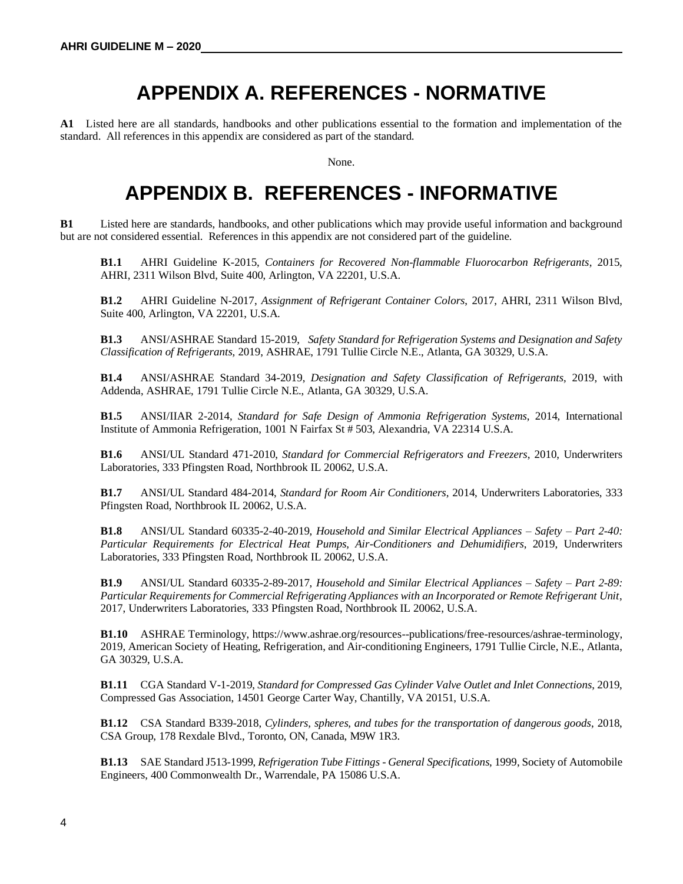# APPENDIX A. REFERENCES - NORMATIVE

**A1** Listed here are all standards, handbooks and other publications essential to the formation and implementation of the standard. All references in this appendix are considered as part of the standard.

None.

# APPENDIX B. REFERENCES - INFORMATIVE

**B1** Listed here are standards, handbooks, and other publications which may provide useful information and background but are not considered essential. References in this appendix are not considered part of the guideline.

**B1.1** AHRI Guideline K-2015, *Containers for Recovered Non-flammable Fluorocarbon Refrigerants*, 2015, AHRI, 2311 Wilson Blvd, Suite 400, Arlington, VA 22201, U.S.A.

**B1.2** AHRI Guideline N-2017, *Assignment of Refrigerant Container Colors*, 2017, AHRI, 2311 Wilson Blvd, Suite 400, Arlington, VA 22201, U.S.A.

**B1.3** ANSI/ASHRAE Standard 15-2019, *Safety Standard for Refrigeration Systems and Designation and Safety Classification of Refrigerants,* 2019, ASHRAE, 1791 Tullie Circle N.E., Atlanta, GA 30329, U.S.A.

**B1.4** ANSI/ASHRAE Standard 34-2019, *Designation and Safety Classification of Refrigerants*, 2019, with Addenda, ASHRAE, 1791 Tullie Circle N.E., Atlanta, GA 30329, U.S.A.

**B1.5** ANSI/IIAR 2-2014, *Standard for Safe Design of Ammonia Refrigeration Systems*, 2014, International Institute of Ammonia Refrigeration, 1001 N Fairfax St # 503, Alexandria, VA 22314 U.S.A.

**B1.6** ANSI/UL Standard 471-2010, *Standard for Commercial Refrigerators and Freezers*, 2010, Underwriters Laboratories, 333 Pfingsten Road, Northbrook IL 20062, U.S.A.

**B1.7** ANSI/UL Standard 484-2014, *Standard for Room Air Conditioners*, 2014, Underwriters Laboratories, 333 Pfingsten Road, Northbrook IL 20062, U.S.A.

**B1.8** ANSI/UL Standard 60335-2-40-2019, *Household and Similar Electrical Appliances – Safety – Part 2-40: Particular Requirements for Electrical Heat Pumps, Air-Conditioners and Dehumidifiers*, 2019, Underwriters Laboratories, 333 Pfingsten Road, Northbrook IL 20062, U.S.A.

**B1.9** ANSI/UL Standard 60335-2-89-2017, *Household and Similar Electrical Appliances – Safety – Part 2-89: Particular Requirements for Commercial Refrigerating Appliances with an Incorporated or Remote Refrigerant Unit*, 2017, Underwriters Laboratories, 333 Pfingsten Road, Northbrook IL 20062, U.S.A.

**B1.10** ASHRAE Terminology, https://www.ashrae.org/resources--publications/free-resources/ashrae-terminology, 2019, American Society of Heating, Refrigeration, and Air-conditioning Engineers, 1791 Tullie Circle, N.E., Atlanta, GA 30329, U.S.A.

**B1.11** CGA Standard V-1-2019, *Standard for Compressed Gas Cylinder Valve Outlet and Inlet Connections*, 2019, Compressed Gas Association, 14501 George Carter Way, Chantilly, VA 20151, U.S.A.

**B1.12** CSA Standard B339-2018, *Cylinders, spheres, and tubes for the transportation of dangerous goods*, 2018, CSA Group, 178 Rexdale Blvd., Toronto, ON, Canada, M9W 1R3.

**B1.13** SAE Standard J513-1999, *Refrigeration Tube Fittings - General Specifications*, 1999, Society of Automobile Engineers, 400 Commonwealth Dr., Warrendale, PA 15086 U.S.A.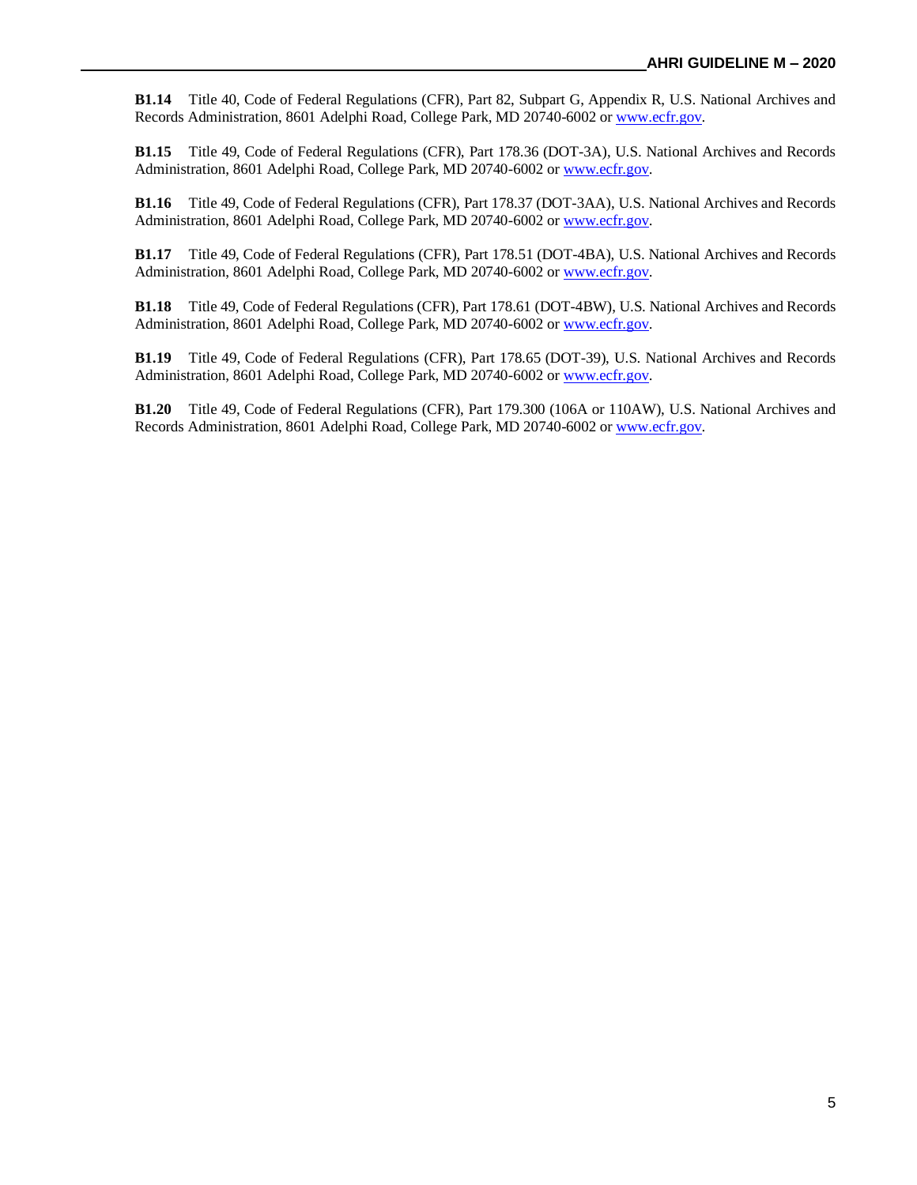**B1.14** Title 40, Code of Federal Regulations (CFR), Part 82, Subpart G, Appendix R, U.S. National Archives and Records Administration, 8601 Adelphi Road, College Park, MD 20740-6002 or www.ecfr.gov.

**B1.15** Title 49, Code of Federal Regulations (CFR), Part 178.36 (DOT-3A), U.S. National Archives and Records Administration, 8601 Adelphi Road, College Park, MD 20740-6002 or www.ecfr.gov.

**B1.16** Title 49, Code of Federal Regulations (CFR), Part 178.37 (DOT-3AA), U.S. National Archives and Records Administration, 8601 Adelphi Road, College Park, MD 20740-6002 or www.ecfr.gov.

**B1.17** Title 49, Code of Federal Regulations (CFR), Part 178.51 (DOT-4BA), U.S. National Archives and Records Administration, 8601 Adelphi Road, College Park, MD 20740-6002 or www.ecfr.gov.

**B1.18** Title 49, Code of Federal Regulations (CFR), Part 178.61 (DOT-4BW), U.S. National Archives and Records Administration, 8601 Adelphi Road, College Park, MD 20740-6002 or www.ecfr.gov.

**B1.19** Title 49, Code of Federal Regulations (CFR), Part 178.65 (DOT-39), U.S. National Archives and Records Administration, 8601 Adelphi Road, College Park, MD 20740-6002 or www.ecfr.gov.

**B1.20** Title 49, Code of Federal Regulations (CFR), Part 179.300 (106A or 110AW), U.S. National Archives and Records Administration, 8601 Adelphi Road, College Park, MD 20740-6002 or www.ecfr.gov.